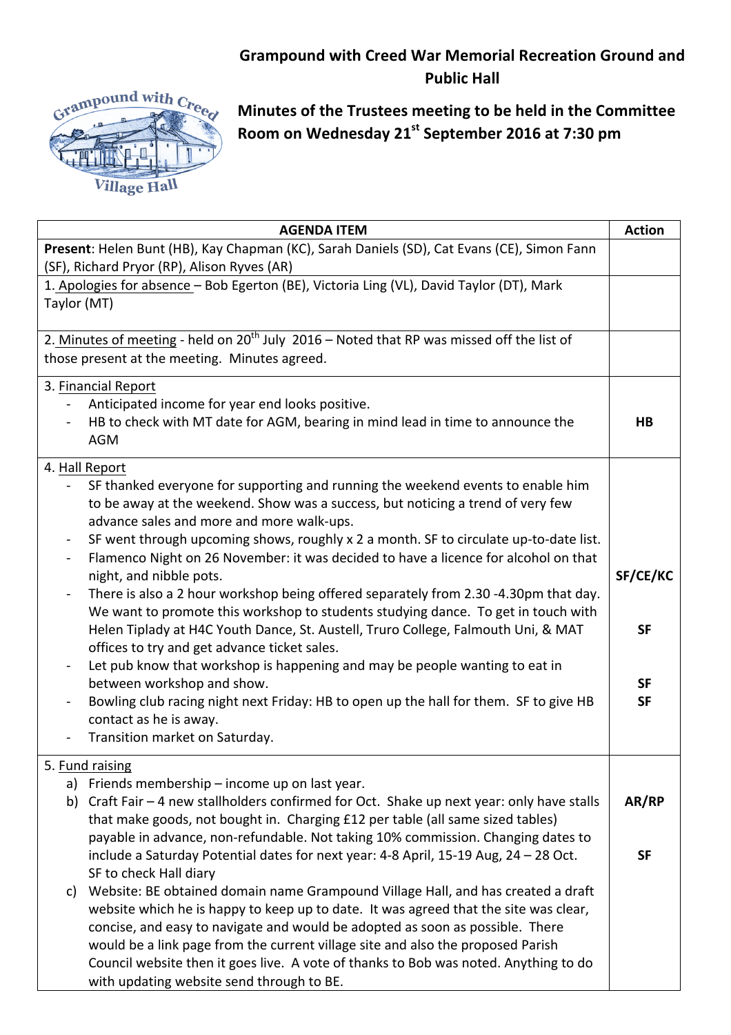# Grampound with Creed War Memorial Recreation Ground and Public Hall

## Minutes of the Trustees meeting to be held in the Committee Room on Wednesday 21st September 2016 at 7:30 pm

| AGENDA ITEM | Action |
|---|---|
| **Present**: Helen Bunt (HB), Kay Chapman (KC), Sarah Daniels (SD), Cat Evans (CE), Simon Fann (SF), Richard Pryor (RP), Alison Ryves (AR) | |
| 1. Apologies for absence – Bob Egerton (BE), Victoria Ling (VL), David Taylor (DT), Mark Taylor (MT) | |
| 2. Minutes of meeting - held on 20th July 2016 – Noted that RP was missed off the list of those present at the meeting. Minutes agreed. | |
| 3. Financial Report<br>- Anticipated income for year end looks positive.<br>- HB to check with MT date for AGM, bearing in mind lead in time to announce the AGM | **HB** |
| 4. Hall Report<br>- SF thanked everyone for supporting and running the weekend events to enable him to be away at the weekend. Show was a success, but noticing a trend of very few advance sales and more and more walk-ups.<br>- SF went through upcoming shows, roughly x 2 a month. SF to circulate up-to-date list.<br>- Flamenco Night on 26 November: it was decided to have a licence for alcohol on that night, and nibble pots.<br>- There is also a 2 hour workshop being offered separately from 2.30 -4.30pm that day. We want to promote this workshop to students studying dance. To get in touch with Helen Tiplady at H4C Youth Dance, St. Austell, Truro College, Falmouth Uni, & MAT offices to try and get advance ticket sales.<br>- Let pub know that workshop is happening and may be people wanting to eat in between workshop and show.<br>- Bowling club racing night next Friday: HB to open up the hall for them. SF to give HB contact as he is away.<br>- Transition market on Saturday. | **SF/CE/KC**<br><br>**SF**<br><br>**SF**<br>**SF** |
| 5. Fund raising<br>a) Friends membership – income up on last year.<br>b) Craft Fair – 4 new stallholders confirmed for Oct. Shake up next year: only have stalls that make goods, not bought in. Charging £12 per table (all same sized tables) payable in advance, non-refundable. Not taking 10% commission. Changing dates to include a Saturday Potential dates for next year: 4-8 April, 15-19 Aug, 24 – 28 Oct. SF to check Hall diary<br>c) Website: BE obtained domain name Grampound Village Hall, and has created a draft website which he is happy to keep up to date. It was agreed that the site was clear, concise, and easy to navigate and would be adopted as soon as possible. There would be a link page from the current village site and also the proposed Parish Council website then it goes live. A vote of thanks to Bob was noted. Anything to do with updating website send through to BE. | **AR/RP**<br><br>**SF** |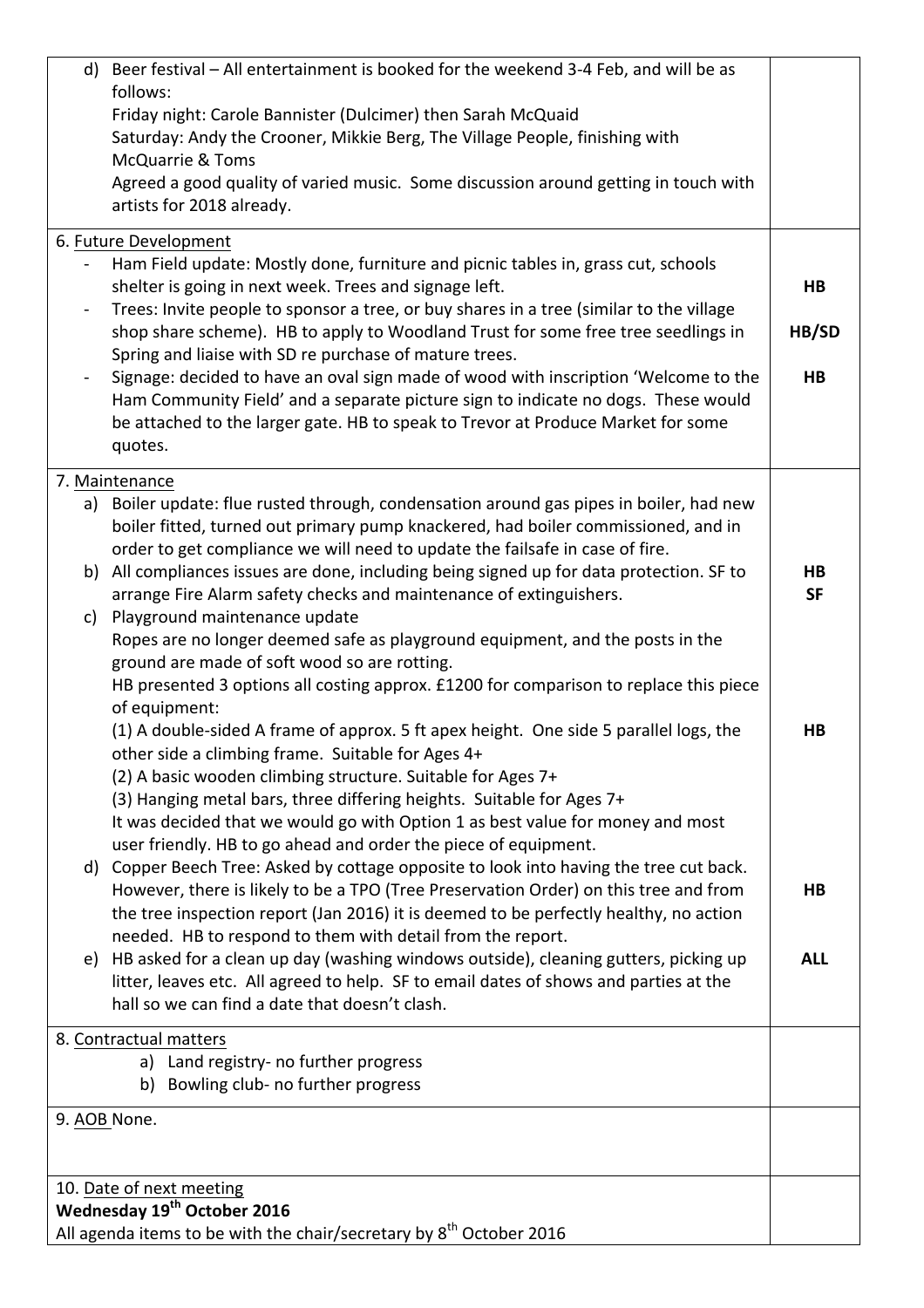| | |
|---|---|
| d) Beer festival – All entertainment is booked for the weekend 3-4 Feb, and will be as follows:<br>Friday night: Carole Bannister (Dulcimer) then Sarah McQuaid<br>Saturday: Andy the Crooner, Mikkie Berg, The Village People, finishing with McQuarrie & Toms<br>Agreed a good quality of varied music. Some discussion around getting in touch with artists for 2018 already. | |
| 6. <u>Future Development</u><br>- Ham Field update: Mostly done, furniture and picnic tables in, grass cut, schools shelter is going in next week. Trees and signage left.<br>- Trees: Invite people to sponsor a tree, or buy shares in a tree (similar to the village shop share scheme). HB to apply to Woodland Trust for some free tree seedlings in Spring and liaise with SD re purchase of mature trees.<br>- Signage: decided to have an oval sign made of wood with inscription 'Welcome to the Ham Community Field' and a separate picture sign to indicate no dogs. These would be attached to the larger gate. HB to speak to Trevor at Produce Market for some quotes. | **HB**<br>**HB/SD**<br>**HB** |
| 7. <u>Maintenance</u><br>a) Boiler update: flue rusted through, condensation around gas pipes in boiler, had new boiler fitted, turned out primary pump knackered, had boiler commissioned, and in order to get compliance we will need to update the failsafe in case of fire.<br>b) All compliances issues are done, including being signed up for data protection. SF to arrange Fire Alarm safety checks and maintenance of extinguishers.<br>c) Playground maintenance update<br>Ropes are no longer deemed safe as playground equipment, and the posts in the ground are made of soft wood so are rotting.<br>HB presented 3 options all costing approx. £1200 for comparison to replace this piece of equipment:<br>(1) A double-sided A frame of approx. 5 ft apex height. One side 5 parallel logs, the other side a climbing frame. Suitable for Ages 4+<br>(2) A basic wooden climbing structure. Suitable for Ages 7+<br>(3) Hanging metal bars, three differing heights. Suitable for Ages 7+<br>It was decided that we would go with Option 1 as best value for money and most user friendly. HB to go ahead and order the piece of equipment.<br>d) Copper Beech Tree: Asked by cottage opposite to look into having the tree cut back. However, there is likely to be a TPO (Tree Preservation Order) on this tree and from the tree inspection report (Jan 2016) it is deemed to be perfectly healthy, no action needed. HB to respond to them with detail from the report.<br>e) HB asked for a clean up day (washing windows outside), cleaning gutters, picking up litter, leaves etc. All agreed to help. SF to email dates of shows and parties at the hall so we can find a date that doesn't clash. | **HB**<br>**SF**<br>**HB**<br>**HB**<br>**ALL** |
| 8. <u>Contractual matters</u><br>a) Land registry- no further progress<br>b) Bowling club- no further progress | |
| 9. <u>AOB</u> None. | |
| 10. <u>Date of next meeting</u><br>**Wednesday 19th October 2016**<br>All agenda items to be with the chair/secretary by 8th October 2016 | |